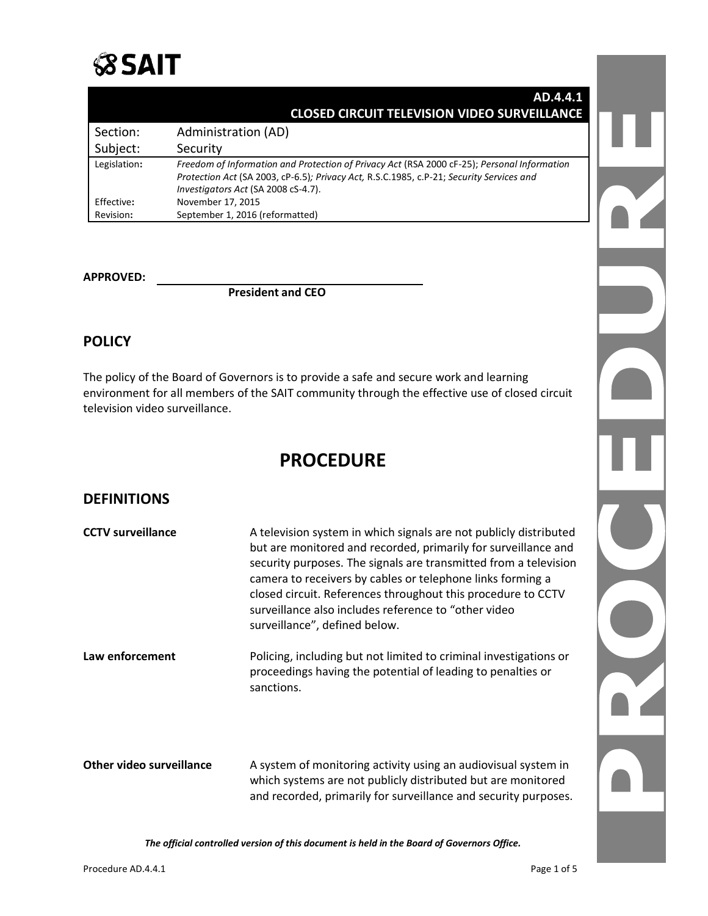**SAIT**

| | AD.4.4.1 CLOSED CIRCUIT TELEVISION VIDEO SURVEILLANCE |
|---|---|
| Section: | Administration (AD) |
| Subject: | Security |
| Legislation: | *Freedom of Information and Protection of Privacy Act* (RSA 2000 cF-25); *Personal Information Protection Act* (SA 2003, cP-6.5)*; Privacy Act,* R.S.C.1985, c.P-21; *Security Services and Investigators Act* (SA 2008 cS-4.7). |
| Effective: | November 17, 2015 |
| Revision: | September 1, 2016 (reformatted) |

**APPROVED:** ______________________________

**President and CEO**

## POLICY

The policy of the Board of Governors is to provide a safe and secure work and learning environment for all members of the SAIT community through the effective use of closed circuit television video surveillance.

# PROCEDURE

## DEFINITIONS

**CCTV surveillance** — A television system in which signals are not publicly distributed but are monitored and recorded, primarily for surveillance and security purposes. The signals are transmitted from a television camera to receivers by cables or telephone links forming a closed circuit. References throughout this procedure to CCTV surveillance also includes reference to "other video surveillance", defined below.

**Law enforcement** — Policing, including but not limited to criminal investigations or proceedings having the potential of leading to penalties or sanctions.

**Other video surveillance** — A system of monitoring activity using an audiovisual system in which systems are not publicly distributed but are monitored and recorded, primarily for surveillance and security purposes.

*The official controlled version of this document is held in the Board of Governors Office.*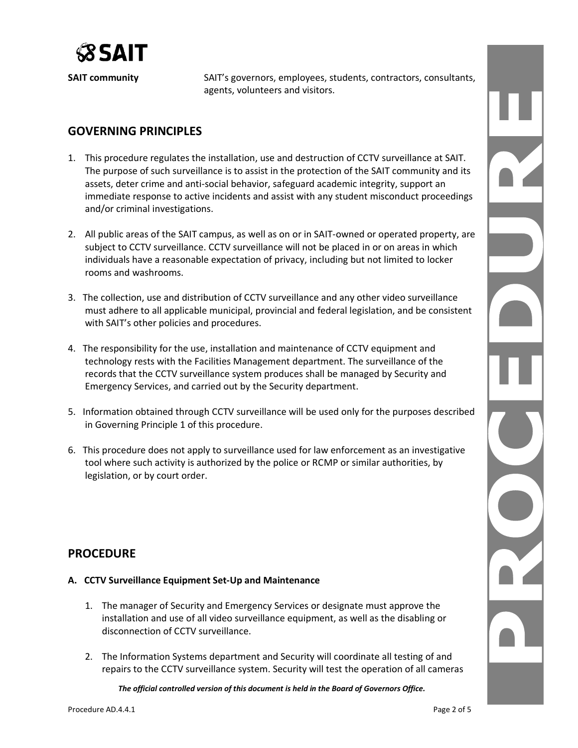**SAIT community** SAIT's governors, employees, students, contractors, consultants, agents, volunteers and visitors.

## GOVERNING PRINCIPLES

1. This procedure regulates the installation, use and destruction of CCTV surveillance at SAIT. The purpose of such surveillance is to assist in the protection of the SAIT community and its assets, deter crime and anti-social behavior, safeguard academic integrity, support an immediate response to active incidents and assist with any student misconduct proceedings and/or criminal investigations.

2. All public areas of the SAIT campus, as well as on or in SAIT-owned or operated property, are subject to CCTV surveillance. CCTV surveillance will not be placed in or on areas in which individuals have a reasonable expectation of privacy, including but not limited to locker rooms and washrooms.

3. The collection, use and distribution of CCTV surveillance and any other video surveillance must adhere to all applicable municipal, provincial and federal legislation, and be consistent with SAIT's other policies and procedures.

4. The responsibility for the use, installation and maintenance of CCTV equipment and technology rests with the Facilities Management department. The surveillance of the records that the CCTV surveillance system produces shall be managed by Security and Emergency Services, and carried out by the Security department.

5. Information obtained through CCTV surveillance will be used only for the purposes described in Governing Principle 1 of this procedure.

6. This procedure does not apply to surveillance used for law enforcement as an investigative tool where such activity is authorized by the police or RCMP or similar authorities, by legislation, or by court order.

## PROCEDURE

### A. CCTV Surveillance Equipment Set-Up and Maintenance

1. The manager of Security and Emergency Services or designate must approve the installation and use of all video surveillance equipment, as well as the disabling or disconnection of CCTV surveillance.

2. The Information Systems department and Security will coordinate all testing of and repairs to the CCTV surveillance system. Security will test the operation of all cameras

*The official controlled version of this document is held in the Board of Governors Office.*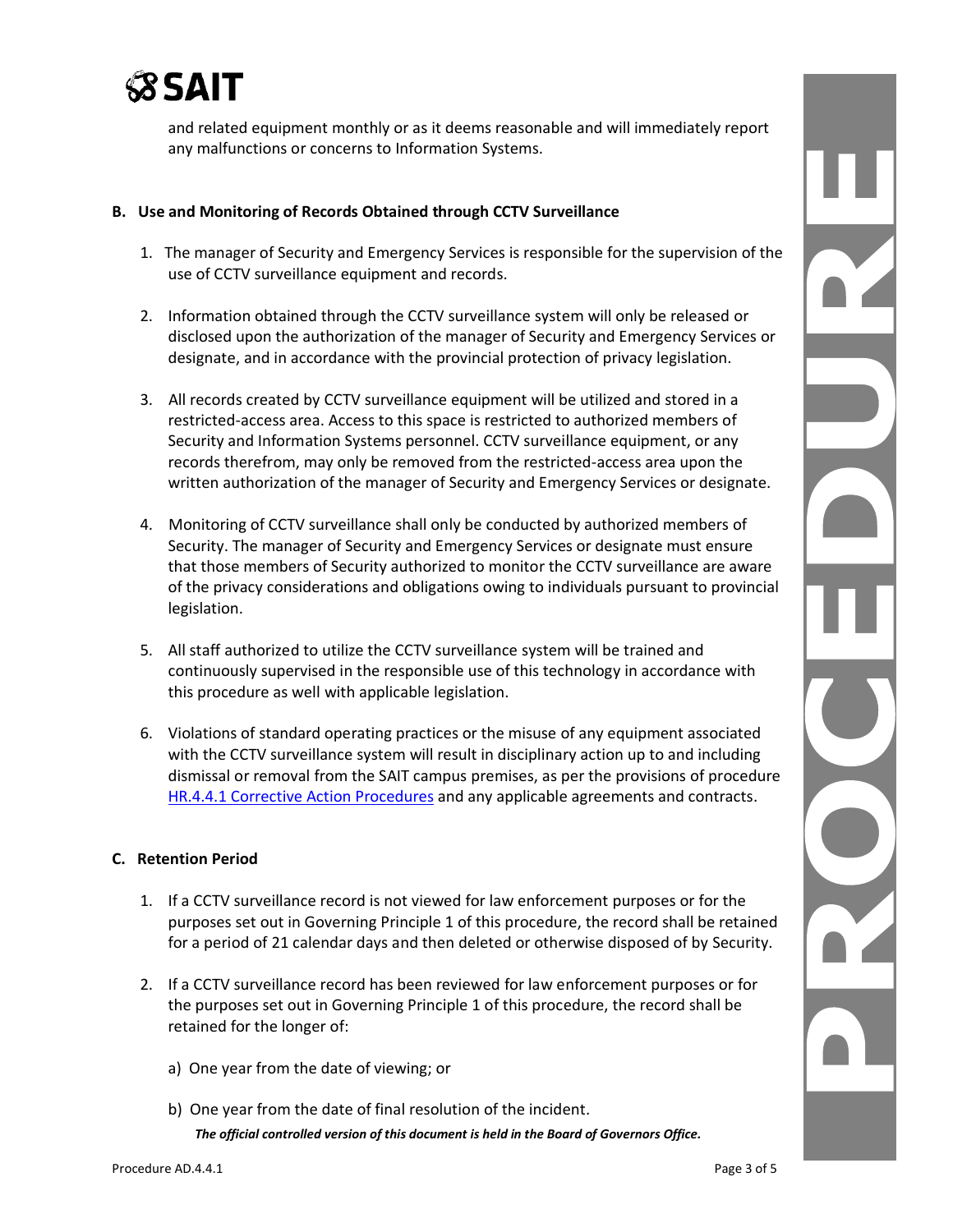and related equipment monthly or as it deems reasonable and will immediately report any malfunctions or concerns to Information Systems.

### B. Use and Monitoring of Records Obtained through CCTV Surveillance

1. The manager of Security and Emergency Services is responsible for the supervision of the use of CCTV surveillance equipment and records.

2. Information obtained through the CCTV surveillance system will only be released or disclosed upon the authorization of the manager of Security and Emergency Services or designate, and in accordance with the provincial protection of privacy legislation.

3. All records created by CCTV surveillance equipment will be utilized and stored in a restricted-access area. Access to this space is restricted to authorized members of Security and Information Systems personnel. CCTV surveillance equipment, or any records therefrom, may only be removed from the restricted-access area upon the written authorization of the manager of Security and Emergency Services or designate.

4. Monitoring of CCTV surveillance shall only be conducted by authorized members of Security. The manager of Security and Emergency Services or designate must ensure that those members of Security authorized to monitor the CCTV surveillance are aware of the privacy considerations and obligations owing to individuals pursuant to provincial legislation.

5. All staff authorized to utilize the CCTV surveillance system will be trained and continuously supervised in the responsible use of this technology in accordance with this procedure as well with applicable legislation.

6. Violations of standard operating practices or the misuse of any equipment associated with the CCTV surveillance system will result in disciplinary action up to and including dismissal or removal from the SAIT campus premises, as per the provisions of procedure [HR.4.4.1 Corrective Action Procedures]() and any applicable agreements and contracts.

### C. Retention Period

1. If a CCTV surveillance record is not viewed for law enforcement purposes or for the purposes set out in Governing Principle 1 of this procedure, the record shall be retained for a period of 21 calendar days and then deleted or otherwise disposed of by Security.

2. If a CCTV surveillance record has been reviewed for law enforcement purposes or for the purposes set out in Governing Principle 1 of this procedure, the record shall be retained for the longer of:

   a) One year from the date of viewing; or

   b) One year from the date of final resolution of the incident.

*The official controlled version of this document is held in the Board of Governors Office.*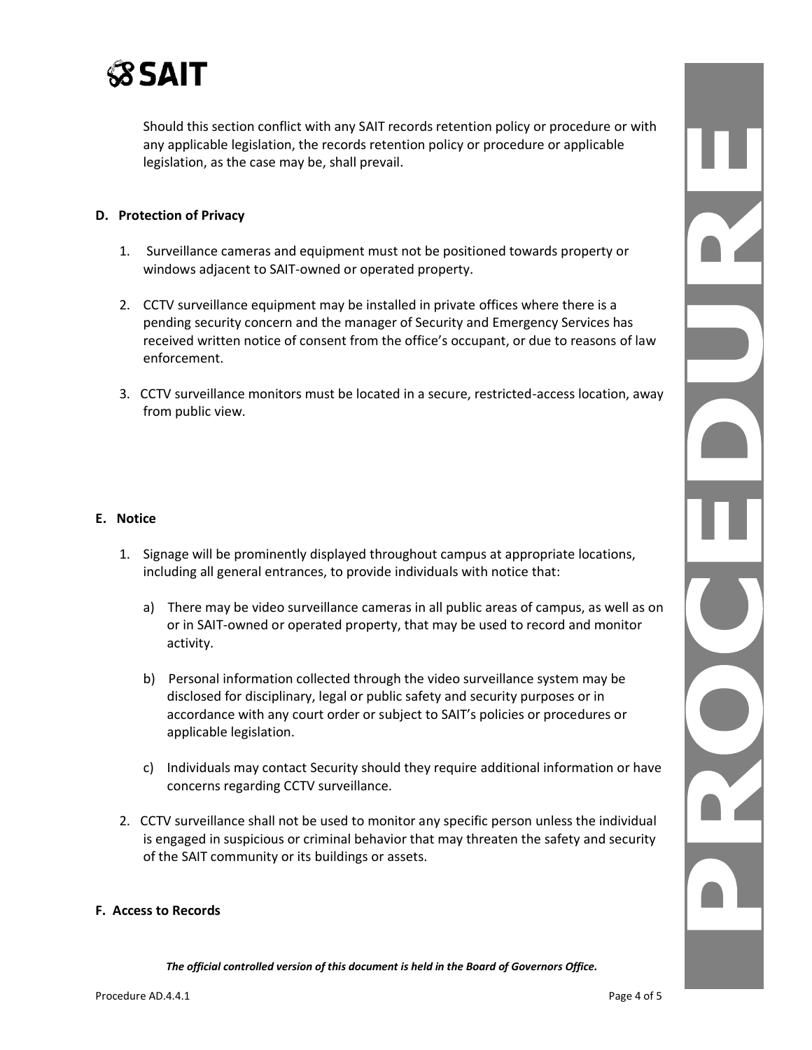Should this section conflict with any SAIT records retention policy or procedure or with any applicable legislation, the records retention policy or procedure or applicable legislation, as the case may be, shall prevail.

### D. Protection of Privacy

1. Surveillance cameras and equipment must not be positioned towards property or windows adjacent to SAIT-owned or operated property.

2. CCTV surveillance equipment may be installed in private offices where there is a pending security concern and the manager of Security and Emergency Services has received written notice of consent from the office's occupant, or due to reasons of law enforcement.

3. CCTV surveillance monitors must be located in a secure, restricted-access location, away from public view.

### E. Notice

1. Signage will be prominently displayed throughout campus at appropriate locations, including all general entrances, to provide individuals with notice that:

   a) There may be video surveillance cameras in all public areas of campus, as well as on or in SAIT-owned or operated property, that may be used to record and monitor activity.

   b) Personal information collected through the video surveillance system may be disclosed for disciplinary, legal or public safety and security purposes or in accordance with any court order or subject to SAIT's policies or procedures or applicable legislation.

   c) Individuals may contact Security should they require additional information or have concerns regarding CCTV surveillance.

2. CCTV surveillance shall not be used to monitor any specific person unless the individual is engaged in suspicious or criminal behavior that may threaten the safety and security of the SAIT community or its buildings or assets.

### F. Access to Records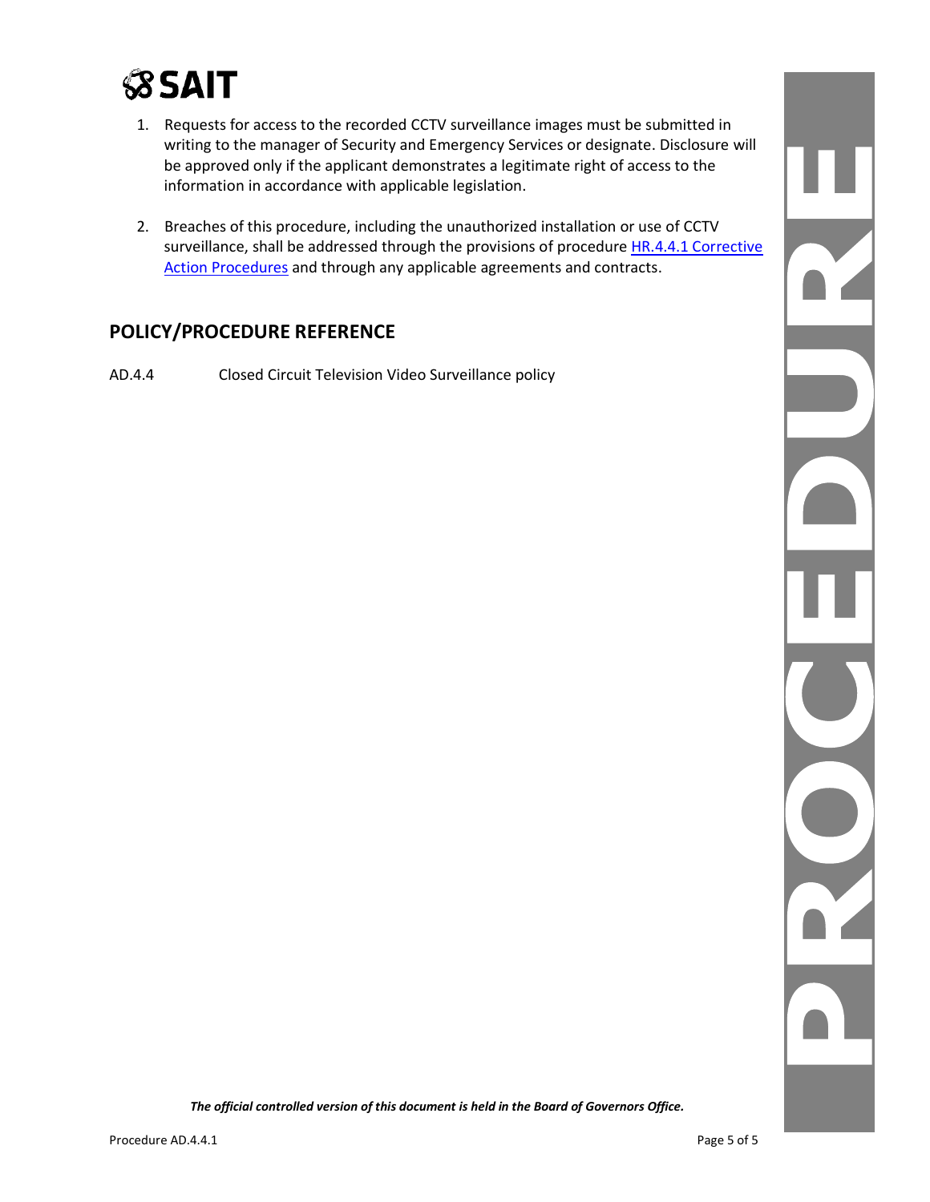1. Requests for access to the recorded CCTV surveillance images must be submitted in writing to the manager of Security and Emergency Services or designate. Disclosure will be approved only if the applicant demonstrates a legitimate right of access to the information in accordance with applicable legislation.

2. Breaches of this procedure, including the unauthorized installation or use of CCTV surveillance, shall be addressed through the provisions of procedure [HR.4.4.1 Corrective Action Procedures] and through any applicable agreements and contracts.

## POLICY/PROCEDURE REFERENCE

| | |
|---|---|
| AD.4.4 | Closed Circuit Television Video Surveillance policy |

***The official controlled version of this document is held in the Board of Governors Office.***